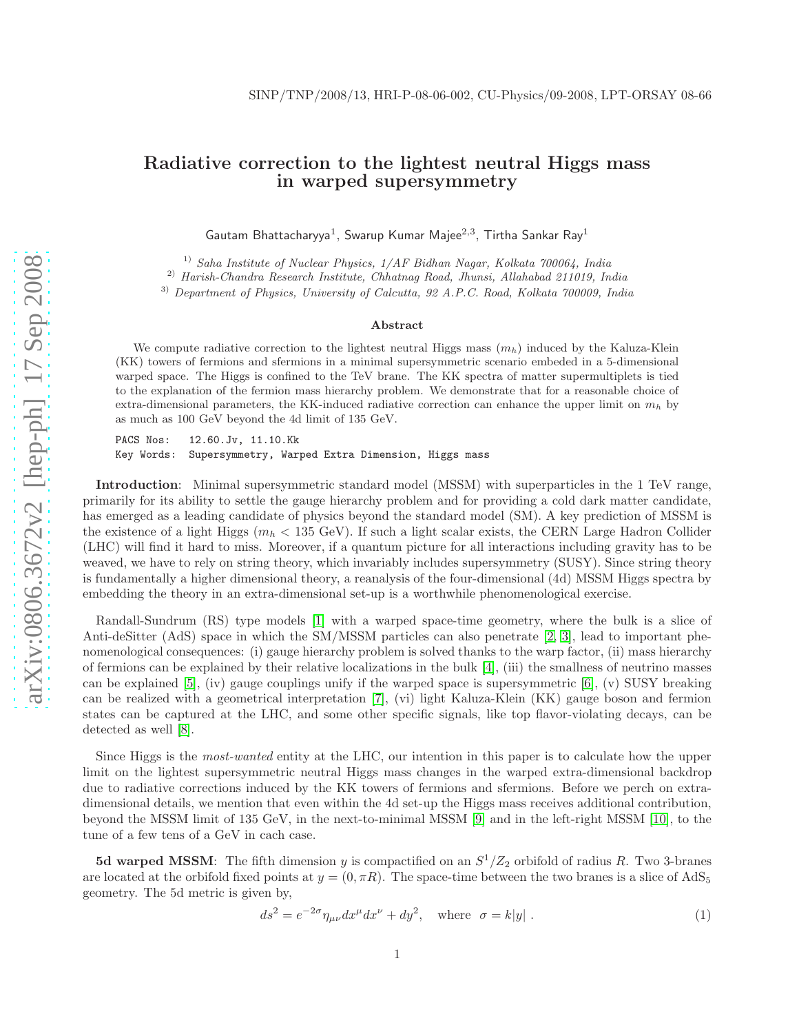SINP/TNP/2008/13, HRI-P-08-06-002, CU-Physics/09-2008, LPT-ORSAY 08-66

# Radiative correction to the lightest neutral Higgs mass in warped supersymmetry

Gautam Bhattacharyya[1], Swarup Kumar Majee[2,3], Tirtha Sankar Ray[1]

[1]) *Saha Institute of Nuclear Physics, 1/AF Bidhan Nagar, Kolkata 700064, India*
[2]) *Harish-Chandra Research Institute, Chhatnag Road, Jhunsi, Allahabad 211019, India*
[3]) *Department of Physics, University of Calcutta, 92 A.P.C. Road, Kolkata 700009, India*

### Abstract

We compute radiative correction to the lightest neutral Higgs mass ($m_h$) induced by the Kaluza-Klein (KK) towers of fermions and sfermions in a minimal supersymmetric scenario embeded in a 5-dimensional warped space. The Higgs is confined to the TeV brane. The KK spectra of matter supermultiplets is tied to the explanation of the fermion mass hierarchy problem. We demonstrate that for a reasonable choice of extra-dimensional parameters, the KK-induced radiative correction can enhance the upper limit on $m_h$ by as much as 100 GeV beyond the 4d limit of 135 GeV.

```
PACS Nos:   12.60.Jv, 11.10.Kk
Key Words:  Supersymmetry, Warped Extra Dimension, Higgs mass
```

**Introduction**: Minimal supersymmetric standard model (MSSM) with superparticles in the 1 TeV range, primarily for its ability to settle the gauge hierarchy problem and for providing a cold dark matter candidate, has emerged as a leading candidate of physics beyond the standard model (SM). A key prediction of MSSM is the existence of a light Higgs ($m_h < 135$ GeV). If such a light scalar exists, the CERN Large Hadron Collider (LHC) will find it hard to miss. Moreover, if a quantum picture for all interactions including gravity has to be weaved, we have to rely on string theory, which invariably includes supersymmetry (SUSY). Since string theory is fundamentally a higher dimensional theory, a reanalysis of the four-dimensional (4d) MSSM Higgs spectra by embedding the theory in an extra-dimensional set-up is a worthwhile phenomenological exercise.

Randall-Sundrum (RS) type models [1] with a warped space-time geometry, where the bulk is a slice of Anti-deSitter (AdS) space in which the SM/MSSM particles can also penetrate [2, 3], lead to important phenomenological consequences: (i) gauge hierarchy problem is solved thanks to the warp factor, (ii) mass hierarchy of fermions can be explained by their relative localizations in the bulk [4], (iii) the smallness of neutrino masses can be explained [5], (iv) gauge couplings unify if the warped space is supersymmetric [6], (v) SUSY breaking can be realized with a geometrical interpretation [7], (vi) light Kaluza-Klein (KK) gauge boson and fermion states can be captured at the LHC, and some other specific signals, like top flavor-violating decays, can be detected as well [8].

Since Higgs is the *most-wanted* entity at the LHC, our intention in this paper is to calculate how the upper limit on the lightest supersymmetric neutral Higgs mass changes in the warped extra-dimensional backdrop due to radiative corrections induced by the KK towers of fermions and sfermions. Before we perch on extra-dimensional details, we mention that even within the 4d set-up the Higgs mass receives additional contribution, beyond the MSSM limit of 135 GeV, in the next-to-minimal MSSM [9] and in the left-right MSSM [10], to the tune of a few tens of a GeV in each case.

**5d warped MSSM**: The fifth dimension $y$ is compactified on an $S^1/Z_2$ orbifold of radius $R$. Two 3-branes are located at the orbifold fixed points at $y = (0, \pi R)$. The space-time between the two branes is a slice of AdS$_5$ geometry. The 5d metric is given by,

$$ds^2 = e^{-2\sigma}\eta_{\mu\nu}dx^\mu dx^\nu + dy^2, \quad \text{where} \quad \sigma = k|y| \; . \tag{1}$$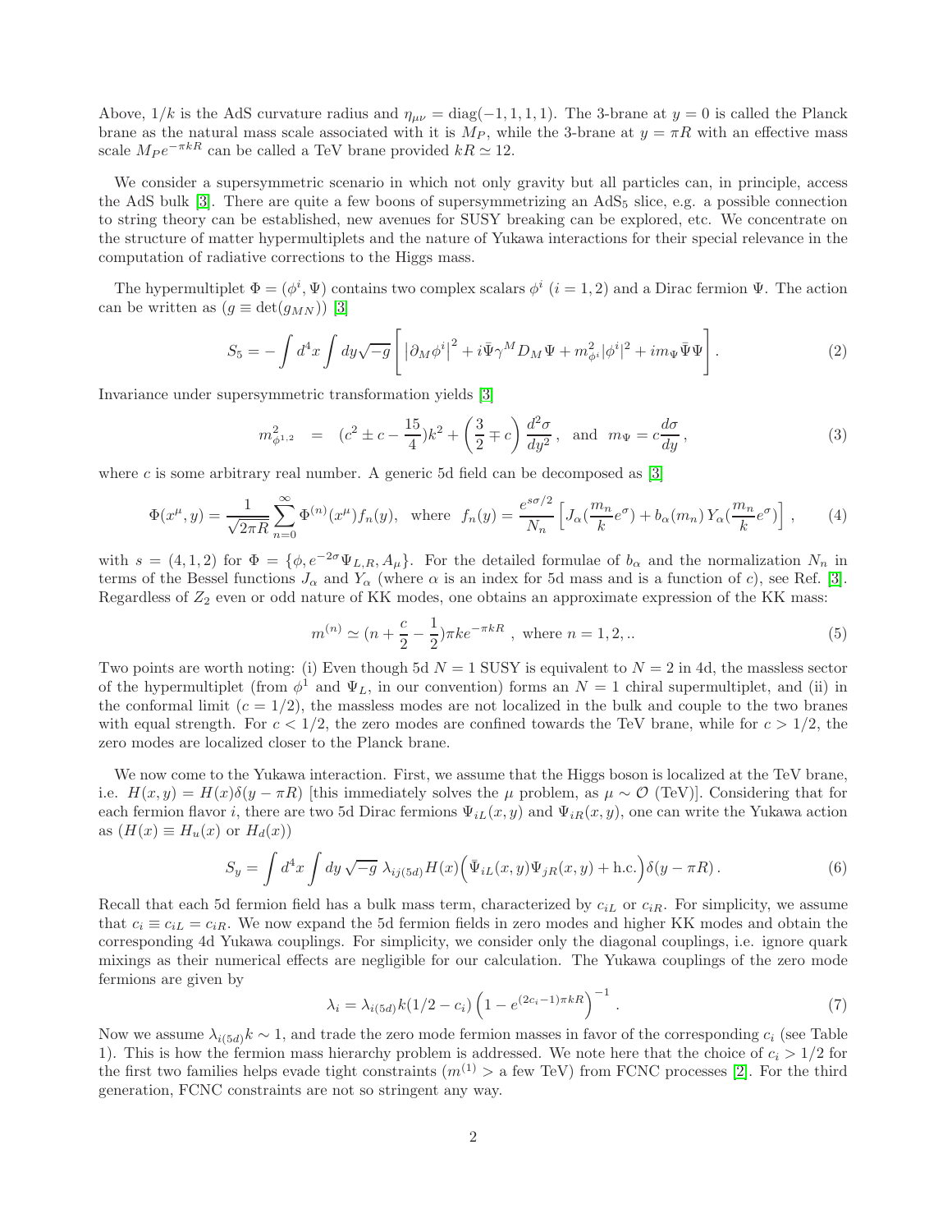Above, $1/k$ is the AdS curvature radius and $\eta_{\mu\nu} = \text{diag}(-1, 1, 1, 1)$. The 3-brane at $y = 0$ is called the Planck brane as the natural mass scale associated with it is $M_P$, while the 3-brane at $y = \pi R$ with an effective mass scale $M_P e^{-\pi kR}$ can be called a TeV brane provided $kR \simeq 12$.

We consider a supersymmetric scenario in which not only gravity but all particles can, in principle, access the AdS bulk [3]. There are quite a few boons of supersymmetrizing an $\text{AdS}_5$ slice, e.g. a possible connection to string theory can be established, new avenues for SUSY breaking can be explored, etc. We concentrate on the structure of matter hypermultiplets and the nature of Yukawa interactions for their special relevance in the computation of radiative corrections to the Higgs mass.

The hypermultiplet $\Phi = (\phi^i, \Psi)$ contains two complex scalars $\phi^i$ $(i = 1, 2)$ and a Dirac fermion $\Psi$. The action can be written as $(g \equiv \det(g_{MN}))$ [3]

$$S_5 = -\int d^4x \int dy \sqrt{-g} \left[ \left|\partial_M \phi^i\right|^2 + i\bar{\Psi}\gamma^M D_M \Psi + m^2_{\phi^i}|\phi^i|^2 + im_\Psi \bar{\Psi}\Psi \right]. \tag{2}$$

Invariance under supersymmetric transformation yields [3]

$$m^2_{\phi^{1,2}} \;\; = \;\; (c^2 \pm c - \frac{15}{4})k^2 + \left(\frac{3}{2} \mp c\right) \frac{d^2\sigma}{dy^2}\,, \;\; \text{and} \;\; m_\Psi = c\frac{d\sigma}{dy}\,, \tag{3}$$

where $c$ is some arbitrary real number. A generic 5d field can be decomposed as [3]

$$\Phi(x^\mu, y) = \frac{1}{\sqrt{2\pi R}} \sum_{n=0}^{\infty} \Phi^{(n)}(x^\mu) f_n(y), \;\; \text{where} \;\; f_n(y) = \frac{e^{s\sigma/2}}{N_n} \left[ J_\alpha(\frac{m_n}{k}e^\sigma) + b_\alpha(m_n)\, Y_\alpha(\frac{m_n}{k}e^\sigma) \right], \tag{4}$$

with $s = (4, 1, 2)$ for $\Phi = \{\phi, e^{-2\sigma}\Psi_{L,R}, A_\mu\}$. For the detailed formulae of $b_\alpha$ and the normalization $N_n$ in terms of the Bessel functions $J_\alpha$ and $Y_\alpha$ (where $\alpha$ is an index for 5d mass and is a function of $c$), see Ref. [3]. Regardless of $Z_2$ even or odd nature of KK modes, one obtains an approximate expression of the KK mass:

$$m^{(n)} \simeq (n + \frac{c}{2} - \frac{1}{2})\pi k e^{-\pi kR}\;, \text{ where } n = 1, 2, .. \tag{5}$$

Two points are worth noting: (i) Even though 5d $N = 1$ SUSY is equivalent to $N = 2$ in 4d, the massless sector of the hypermultiplet (from $\phi^1$ and $\Psi_L$, in our convention) forms an $N = 1$ chiral supermultiplet, and (ii) in the conformal limit ($c = 1/2$), the massless modes are not localized in the bulk and couple to the two branes with equal strength. For $c < 1/2$, the zero modes are confined towards the TeV brane, while for $c > 1/2$, the zero modes are localized closer to the Planck brane.

We now come to the Yukawa interaction. First, we assume that the Higgs boson is localized at the TeV brane, i.e. $H(x, y) = H(x)\delta(y - \pi R)$ [this immediately solves the $\mu$ problem, as $\mu \sim \mathcal{O}$ (TeV)]. Considering that for each fermion flavor $i$, there are two 5d Dirac fermions $\Psi_{iL}(x, y)$ and $\Psi_{iR}(x, y)$, one can write the Yukawa action as $(H(x) \equiv H_u(x)$ or $H_d(x))$

$$S_y = \int d^4x \int dy\, \sqrt{-g}\; \lambda_{ij(5d)} H(x) \Big( \bar{\Psi}_{iL}(x, y)\Psi_{jR}(x, y) + \text{h.c.} \Big) \delta(y - \pi R)\,. \tag{6}$$

Recall that each 5d fermion field has a bulk mass term, characterized by $c_{iL}$ or $c_{iR}$. For simplicity, we assume that $c_i \equiv c_{iL} = c_{iR}$. We now expand the 5d fermion fields in zero modes and higher KK modes and obtain the corresponding 4d Yukawa couplings. For simplicity, we consider only the diagonal couplings, i.e. ignore quark mixings as their numerical effects are negligible for our calculation. The Yukawa couplings of the zero mode fermions are given by

$$\lambda_i = \lambda_{i(5d)} k(1/2 - c_i) \left(1 - e^{(2c_i - 1)\pi kR}\right)^{-1}\,. \tag{7}$$

Now we assume $\lambda_{i(5d)} k \sim 1$, and trade the zero mode fermion masses in favor of the corresponding $c_i$ (see Table 1). This is how the fermion mass hierarchy problem is addressed. We note here that the choice of $c_i > 1/2$ for the first two families helps evade tight constraints ($m^{(1)} >$ a few TeV) from FCNC processes [2]. For the third generation, FCNC constraints are not so stringent any way.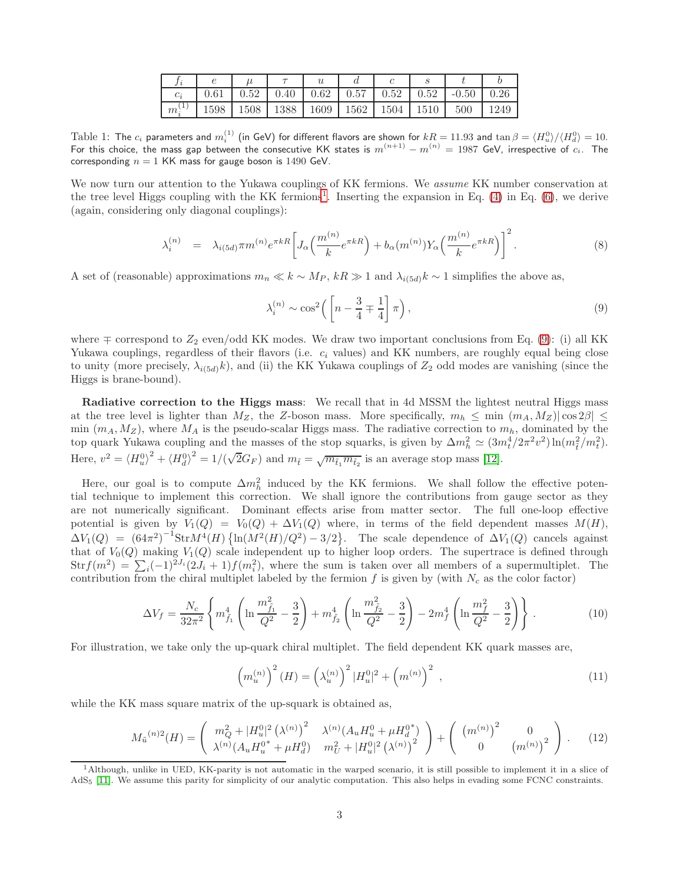| $f_i$ | $e$ | $\mu$ | $\tau$ | $u$ | $d$ | $c$ | $s$ | $t$ | $b$ |
|---|---|---|---|---|---|---|---|---|---|
| $c_i$ | 0.61 | 0.52 | 0.40 | 0.62 | 0.57 | 0.52 | 0.52 | -0.50 | 0.26 |
| $m_i^{(1)}$ | 1598 | 1508 | 1388 | 1609 | 1562 | 1504 | 1510 | 500 | 1249 |

Table 1: The $c_i$ parameters and $m_i^{(1)}$ (in GeV) for different flavors are shown for $kR = 11.93$ and $\tan\beta = \langle H_u^0 \rangle / \langle H_d^0 \rangle = 10$. For this choice, the mass gap between the consecutive KK states is $m^{(n+1)} - m^{(n)} = 1987$ GeV, irrespective of $c_i$. The corresponding $n = 1$ KK mass for gauge boson is 1490 GeV.

We now turn our attention to the Yukawa couplings of KK fermions. We *assume* KK number conservation at the tree level Higgs coupling with the KK fermions[1]. Inserting the expansion in Eq. (4) in Eq. (6), we derive (again, considering only diagonal couplings):

$$\lambda_i^{(n)} = \lambda_{i(5d)} \pi m^{(n)} e^{\pi kR} \left[ J_\alpha\Big(\frac{m^{(n)}}{k} e^{\pi kR}\Big) + b_\alpha(m^{(n)}) Y_\alpha\Big(\frac{m^{(n)}}{k} e^{\pi kR}\Big) \right]^2 . \tag{8}$$

A set of (reasonable) approximations $m_n \ll k \sim M_P$, $kR \gg 1$ and $\lambda_{i(5d)} k \sim 1$ simplifies the above as,

$$\lambda_i^{(n)} \sim \cos^2\Big( \Big[ n - \frac{3}{4} \mp \frac{1}{4} \Big] \pi \Big), \tag{9}$$

where $\mp$ correspond to $Z_2$ even/odd KK modes. We draw two important conclusions from Eq. (9): (i) all KK Yukawa couplings, regardless of their flavors (i.e. $c_i$ values) and KK numbers, are roughly equal being close to unity (more precisely, $\lambda_{i(5d)} k$), and (ii) the KK Yukawa couplings of $Z_2$ odd modes are vanishing (since the Higgs is brane-bound).

**Radiative correction to the Higgs mass**: We recall that in 4d MSSM the lightest neutral Higgs mass at the tree level is lighter than $M_Z$, the $Z$-boson mass. More specifically, $m_h \leq \min\,(m_A, M_Z) |\cos 2\beta| \leq \min\,(m_A, M_Z)$, where $M_A$ is the pseudo-scalar Higgs mass. The radiative correction to $m_h$, dominated by the top quark Yukawa coupling and the masses of the stop squarks, is given by $\Delta m_h^2 \simeq (3 m_t^4 / 2\pi^2 v^2) \ln(m_{\tilde{t}}^2 / m_t^2)$. Here, $v^2 = \langle H_u^0 \rangle^2 + \langle H_d^0 \rangle^2 = 1/(\sqrt{2} G_F)$ and $m_{\tilde{t}} = \sqrt{m_{\tilde{t}_1} m_{\tilde{t}_2}}$ is an average stop mass [12].

Here, our goal is to compute $\Delta m_h^2$ induced by the KK fermions. We shall follow the effective potential technique to implement this correction. We shall ignore the contributions from gauge sector as they are not numerically significant. Dominant effects arise from matter sector. The full one-loop effective potential is given by $V_1(Q) = V_0(Q) + \Delta V_1(Q)$ where, in terms of the field dependent masses $M(H)$, $\Delta V_1(Q) = (64\pi^2)^{-1} \mathrm{Str} M^4(H) \left\{ \ln(M^2(H)/Q^2) - 3/2 \right\}$. The scale dependence of $\Delta V_1(Q)$ cancels against that of $V_0(Q)$ making $V_1(Q)$ scale independent up to higher loop orders. The supertrace is defined through $\mathrm{Str} f(m^2) = \sum_i (-1)^{2J_i} (2J_i + 1) f(m_i^2)$, where the sum is taken over all members of a supermultiplet. The contribution from the chiral multiplet labeled by the fermion $f$ is given by (with $N_c$ as the color factor)

$$\Delta V_f = \frac{N_c}{32\pi^2} \left\{ m_{\tilde{f}_1}^4 \left( \ln \frac{m_{\tilde{f}_1}^2}{Q^2} - \frac{3}{2} \right) + m_{\tilde{f}_2}^4 \left( \ln \frac{m_{\tilde{f}_2}^2}{Q^2} - \frac{3}{2} \right) - 2 m_f^4 \left( \ln \frac{m_f^2}{Q^2} - \frac{3}{2} \right) \right\} . \tag{10}$$

For illustration, we take only the up-quark chiral multiplet. The field dependent KK quark masses are,

$$\left( m_u^{(n)} \right)^2 (H) = \left( \lambda_u^{(n)} \right)^2 |H_u^0|^2 + \left( m^{(n)} \right)^2 , \tag{11}$$

while the KK mass square matrix of the up-squark is obtained as,

$$M_{\tilde{u}}{}^{(n)2}(H) = \begin{pmatrix} m_Q^2 + |H_u^0|^2 \left( \lambda^{(n)} \right)^2 & \lambda^{(n)} (A_u H_u^0 + \mu H_d^{0*}) \\ \lambda^{(n)} (A_u H_u^{0*} + \mu H_d^0) & m_U^2 + |H_u^0|^2 \left( \lambda^{(n)} \right)^2 \end{pmatrix} + \begin{pmatrix} \left( m^{(n)} \right)^2 & 0 \\ 0 & \left( m^{(n)} \right)^2 \end{pmatrix} . \tag{12}$$

[1] Although, unlike in UED, KK-parity is not automatic in the warped scenario, it is still possible to implement it in a slice of AdS$_5$ [11]. We assume this parity for simplicity of our analytic computation. This also helps in evading some FCNC constraints.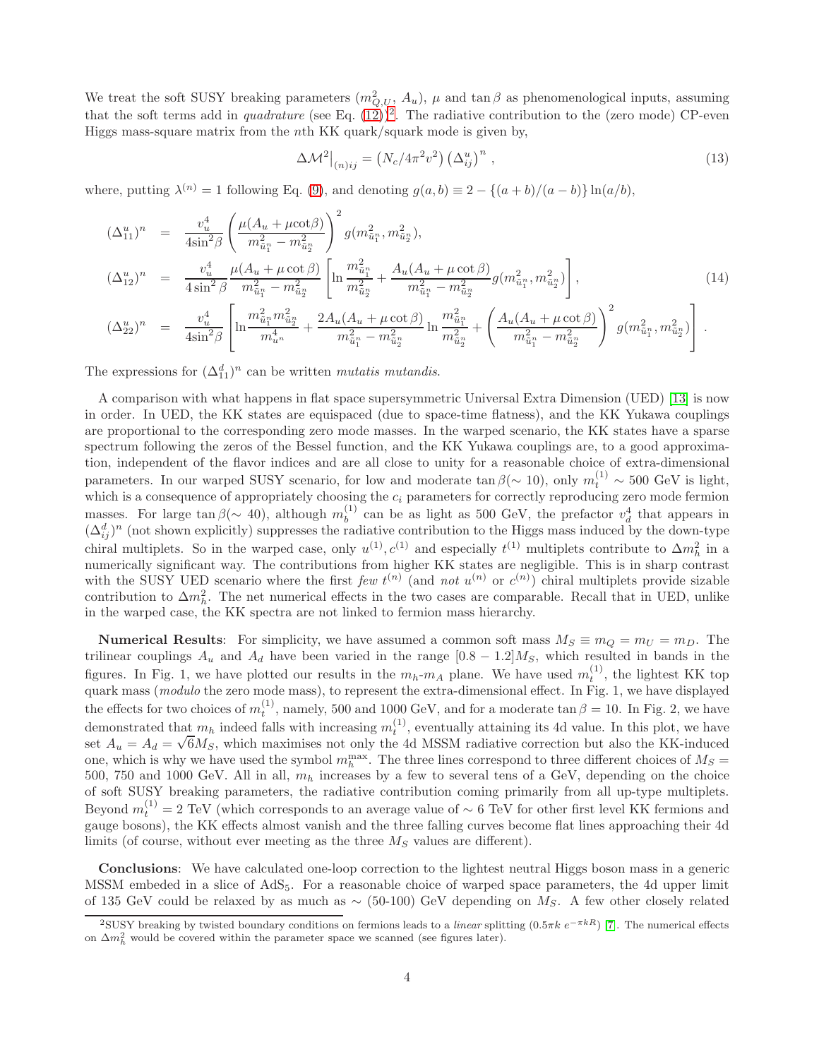We treat the soft SUSY breaking parameters ($m^2_{Q,U}$, $A_u$), $\mu$ and $\tan\beta$ as phenomenological inputs, assuming that the soft terms add in *quadrature* (see Eq. (12))[2]. The radiative contribution to the (zero mode) CP-even Higgs mass-square matrix from the $n$th KK quark/squark mode is given by,

$$\Delta\mathcal{M}^2\big|_{(n)ij} = \left(N_c/4\pi^2 v^2\right)\left(\Delta^u_{ij}\right)^n , \tag{13}$$

where, putting $\lambda^{(n)} = 1$ following Eq. (9), and denoting $g(a,b) \equiv 2 - \{(a+b)/(a-b)\}\ln(a/b)$,

$$
\begin{aligned}
(\Delta^u_{11})^n &= \frac{v_u^4}{4\sin^2\beta}\left(\frac{\mu(A_u+\mu\cot\beta)}{m^2_{\tilde{u}^n_1}-m^2_{\tilde{u}^n_2}}\right)^2 g(m^2_{\tilde{u}^n_1}, m^2_{\tilde{u}^n_2}),\\
(\Delta^u_{12})^n &= \frac{v_u^4}{4\sin^2\beta}\frac{\mu(A_u+\mu\cot\beta)}{m^2_{\tilde{u}^n_1}-m^2_{\tilde{u}^n_2}}\left[\ln\frac{m^2_{\tilde{u}^n_1}}{m^2_{\tilde{u}^n_2}} + \frac{A_u(A_u+\mu\cot\beta)}{m^2_{\tilde{u}^n_1}-m^2_{\tilde{u}^n_2}} g(m^2_{\tilde{u}^n_1}, m^2_{\tilde{u}^n_2})\right],\\
(\Delta^u_{22})^n &= \frac{v_u^4}{4\sin^2\beta}\left[\ln\frac{m^2_{\tilde{u}^n_1}m^2_{\tilde{u}^n_2}}{m^4_{u^n}} + \frac{2A_u(A_u+\mu\cot\beta)}{m^2_{\tilde{u}^n_1}-m^2_{\tilde{u}^n_2}}\ln\frac{m^2_{\tilde{u}^n_1}}{m^2_{\tilde{u}^n_2}} + \left(\frac{A_u(A_u+\mu\cot\beta)}{m^2_{\tilde{u}^n_1}-m^2_{\tilde{u}^n_2}}\right)^2 g(m^2_{\tilde{u}^n_1}, m^2_{\tilde{u}^n_2})\right].
\end{aligned}
\tag{14}
$$

The expressions for $(\Delta^d_{11})^n$ can be written *mutatis mutandis*.

A comparison with what happens in flat space supersymmetric Universal Extra Dimension (UED) [13] is now in order. In UED, the KK states are equispaced (due to space-time flatness), and the KK Yukawa couplings are proportional to the corresponding zero mode masses. In the warped scenario, the KK states have a sparse spectrum following the zeros of the Bessel function, and the KK Yukawa couplings are, to a good approximation, independent of the flavor indices and are all close to unity for a reasonable choice of extra-dimensional parameters. In our warped SUSY scenario, for low and moderate $\tan\beta(\sim 10)$, only $m_t^{(1)} \sim 500$ GeV is light, which is a consequence of appropriately choosing the $c_i$ parameters for correctly reproducing zero mode fermion masses. For large $\tan\beta(\sim 40)$, although $m_b^{(1)}$ can be as light as 500 GeV, the prefactor $v_d^4$ that appears in $(\Delta^d_{ij})^n$ (not shown explicitly) suppresses the radiative contribution to the Higgs mass induced by the down-type chiral multiplets. So in the warped case, only $u^{(1)}, c^{(1)}$ and especially $t^{(1)}$ multiplets contribute to $\Delta m_h^2$ in a numerically significant way. The contributions from higher KK states are negligible. This is in sharp contrast with the SUSY UED scenario where the first *few* $t^{(n)}$ (and *not* $u^{(n)}$ or $c^{(n)}$) chiral multiplets provide sizable contribution to $\Delta m_h^2$. The net numerical effects in the two cases are comparable. Recall that in UED, unlike in the warped case, the KK spectra are not linked to fermion mass hierarchy.

**Numerical Results**: For simplicity, we have assumed a common soft mass $M_S \equiv m_Q = m_U = m_D$. The trilinear couplings $A_u$ and $A_d$ have been varied in the range $[0.8 - 1.2]M_S$, which resulted in bands in the figures. In Fig. 1, we have plotted our results in the $m_h$-$m_A$ plane. We have used $m_t^{(1)}$, the lightest KK top quark mass (*modulo* the zero mode mass), to represent the extra-dimensional effect. In Fig. 1, we have displayed the effects for two choices of $m_t^{(1)}$, namely, 500 and 1000 GeV, and for a moderate $\tan\beta = 10$. In Fig. 2, we have demonstrated that $m_h$ indeed falls with increasing $m_t^{(1)}$, eventually attaining its 4d value. In this plot, we have set $A_u = A_d = \sqrt{6}M_S$, which maximises not only the 4d MSSM radiative correction but also the KK-induced one, which is why we have used the symbol $m_h^{\max}$. The three lines correspond to three different choices of $M_S =$ 500, 750 and 1000 GeV. All in all, $m_h$ increases by a few to several tens of a GeV, depending on the choice of soft SUSY breaking parameters, the radiative contribution coming primarily from all up-type multiplets. Beyond $m_t^{(1)} = 2$ TeV (which corresponds to an average value of $\sim 6$ TeV for other first level KK fermions and gauge bosons), the KK effects almost vanish and the three falling curves become flat lines approaching their 4d limits (of course, without ever meeting as the three $M_S$ values are different).

**Conclusions**: We have calculated one-loop correction to the lightest neutral Higgs boson mass in a generic MSSM embeded in a slice of AdS$_5$. For a reasonable choice of warped space parameters, the 4d upper limit of 135 GeV could be relaxed by as much as $\sim$ (50-100) GeV depending on $M_S$. A few other closely related

[2] SUSY breaking by twisted boundary conditions on fermions leads to a *linear* splitting ($0.5\pi k\, e^{-\pi kR}$) [7]. The numerical effects on $\Delta m_h^2$ would be covered within the parameter space we scanned (see figures later).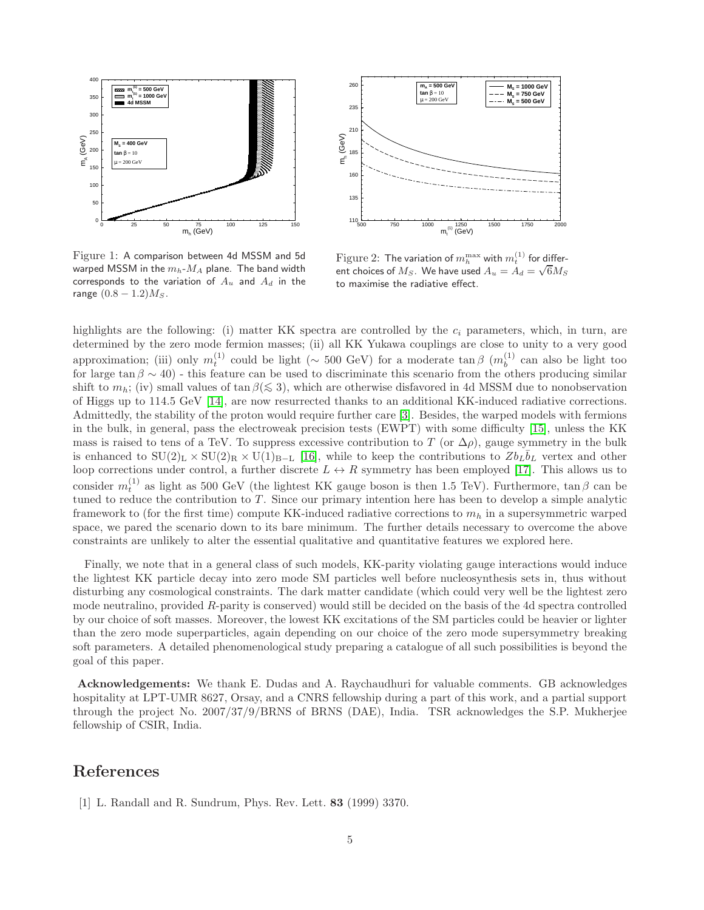Figure 1: A comparison between 4d MSSM and 5d warped MSSM in the $m_h$-$M_A$ plane. The band width corresponds to the variation of $A_u$ and $A_d$ in the range $(0.8 - 1.2)M_S$.

Figure 2: The variation of $m_h^{\max}$ with $m_t^{(1)}$ for different choices of $M_S$. We have used $A_u = A_d = \sqrt{6}M_S$ to maximise the radiative effect.

highlights are the following: (i) matter KK spectra are controlled by the $c_i$ parameters, which, in turn, are determined by the zero mode fermion masses; (ii) all KK Yukawa couplings are close to unity to a very good approximation; (iii) only $m_t^{(1)}$ could be light ($\sim$ 500 GeV) for a moderate $\tan\beta$ ($m_b^{(1)}$ can also be light too for large $\tan\beta \sim 40$) - this feature can be used to discriminate this scenario from the others producing similar shift to $m_h$; (iv) small values of $\tan\beta (\lesssim 3)$, which are otherwise disfavored in 4d MSSM due to nonobservation of Higgs up to 114.5 GeV [14], are now resurrected thanks to an additional KK-induced radiative corrections. Admittedly, the stability of the proton would require further care [3]. Besides, the warped models with fermions in the bulk, in general, pass the electroweak precision tests (EWPT) with some difficulty [15], unless the KK mass is raised to tens of a TeV. To suppress excessive contribution to $T$ (or $\Delta\rho$), gauge symmetry in the bulk is enhanced to $\mathrm{SU(2)_L \times SU(2)_R \times U(1)_{B-L}}$ [16], while to keep the contributions to $Zb_L\bar{b}_L$ vertex and other loop corrections under control, a further discrete $L \leftrightarrow R$ symmetry has been employed [17]. This allows us to consider $m_t^{(1)}$ as light as 500 GeV (the lightest KK gauge boson is then 1.5 TeV). Furthermore, $\tan\beta$ can be tuned to reduce the contribution to $T$. Since our primary intention here has been to develop a simple analytic framework to (for the first time) compute KK-induced radiative corrections to $m_h$ in a supersymmetric warped space, we pared the scenario down to its bare minimum. The further details necessary to overcome the above constraints are unlikely to alter the essential qualitative and quantitative features we explored here.

Finally, we note that in a general class of such models, KK-parity violating gauge interactions would induce the lightest KK particle decay into zero mode SM particles well before nucleosynthesis sets in, thus without disturbing any cosmological constraints. The dark matter candidate (which could very well be the lightest zero mode neutralino, provided $R$-parity is conserved) would still be decided on the basis of the 4d spectra controlled by our choice of soft masses. Moreover, the lowest KK excitations of the SM particles could be heavier or lighter than the zero mode superparticles, again depending on our choice of the zero mode supersymmetry breaking soft parameters. A detailed phenomenological study preparing a catalogue of all such possibilities is beyond the goal of this paper.

**Acknowledgements:** We thank E. Dudas and A. Raychaudhuri for valuable comments. GB acknowledges hospitality at LPT-UMR 8627, Orsay, and a CNRS fellowship during a part of this work, and a partial support through the project No. 2007/37/9/BRNS of BRNS (DAE), India. TSR acknowledges the S.P. Mukherjee fellowship of CSIR, India.

# References

[1] L. Randall and R. Sundrum, Phys. Rev. Lett. **83** (1999) 3370.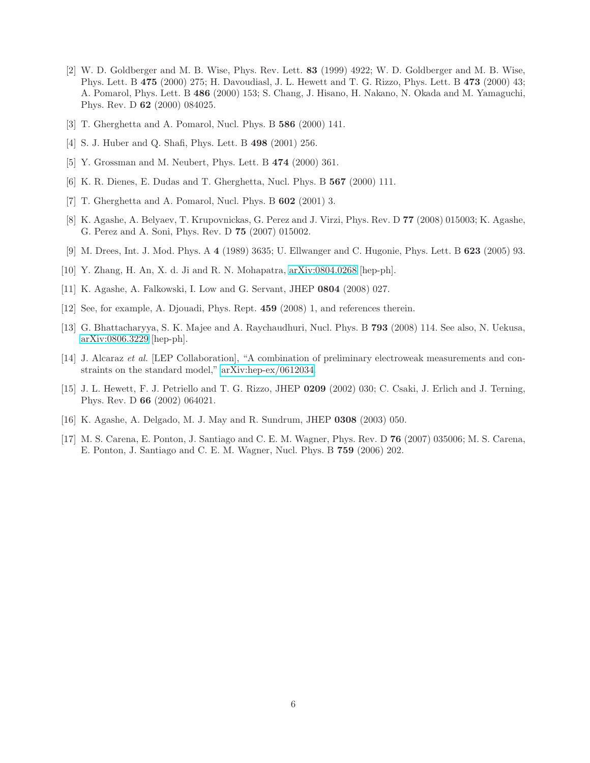[2] W. D. Goldberger and M. B. Wise, Phys. Rev. Lett. **83** (1999) 4922; W. D. Goldberger and M. B. Wise, Phys. Lett. B **475** (2000) 275; H. Davoudiasl, J. L. Hewett and T. G. Rizzo, Phys. Lett. B **473** (2000) 43; A. Pomarol, Phys. Lett. B **486** (2000) 153; S. Chang, J. Hisano, H. Nakano, N. Okada and M. Yamaguchi, Phys. Rev. D **62** (2000) 084025.

[3] T. Gherghetta and A. Pomarol, Nucl. Phys. B **586** (2000) 141.

[4] S. J. Huber and Q. Shafi, Phys. Lett. B **498** (2001) 256.

[5] Y. Grossman and M. Neubert, Phys. Lett. B **474** (2000) 361.

[6] K. R. Dienes, E. Dudas and T. Gherghetta, Nucl. Phys. B **567** (2000) 111.

[7] T. Gherghetta and A. Pomarol, Nucl. Phys. B **602** (2001) 3.

[8] K. Agashe, A. Belyaev, T. Krupovnickas, G. Perez and J. Virzi, Phys. Rev. D **77** (2008) 015003; K. Agashe, G. Perez and A. Soni, Phys. Rev. D **75** (2007) 015002.

[9] M. Drees, Int. J. Mod. Phys. A **4** (1989) 3635; U. Ellwanger and C. Hugonie, Phys. Lett. B **623** (2005) 93.

[10] Y. Zhang, H. An, X. d. Ji and R. N. Mohapatra, arXiv:0804.0268 [hep-ph].

[11] K. Agashe, A. Falkowski, I. Low and G. Servant, JHEP **0804** (2008) 027.

[12] See, for example, A. Djouadi, Phys. Rept. **459** (2008) 1, and references therein.

[13] G. Bhattacharyya, S. K. Majee and A. Raychaudhuri, Nucl. Phys. B **793** (2008) 114. See also, N. Uekusa, arXiv:0806.3229 [hep-ph].

[14] J. Alcaraz *et al.* [LEP Collaboration], "A combination of preliminary electroweak measurements and constraints on the standard model," arXiv:hep-ex/0612034.

[15] J. L. Hewett, F. J. Petriello and T. G. Rizzo, JHEP **0209** (2002) 030; C. Csaki, J. Erlich and J. Terning, Phys. Rev. D **66** (2002) 064021.

[16] K. Agashe, A. Delgado, M. J. May and R. Sundrum, JHEP **0308** (2003) 050.

[17] M. S. Carena, E. Ponton, J. Santiago and C. E. M. Wagner, Phys. Rev. D **76** (2007) 035006; M. S. Carena, E. Ponton, J. Santiago and C. E. M. Wagner, Nucl. Phys. B **759** (2006) 202.